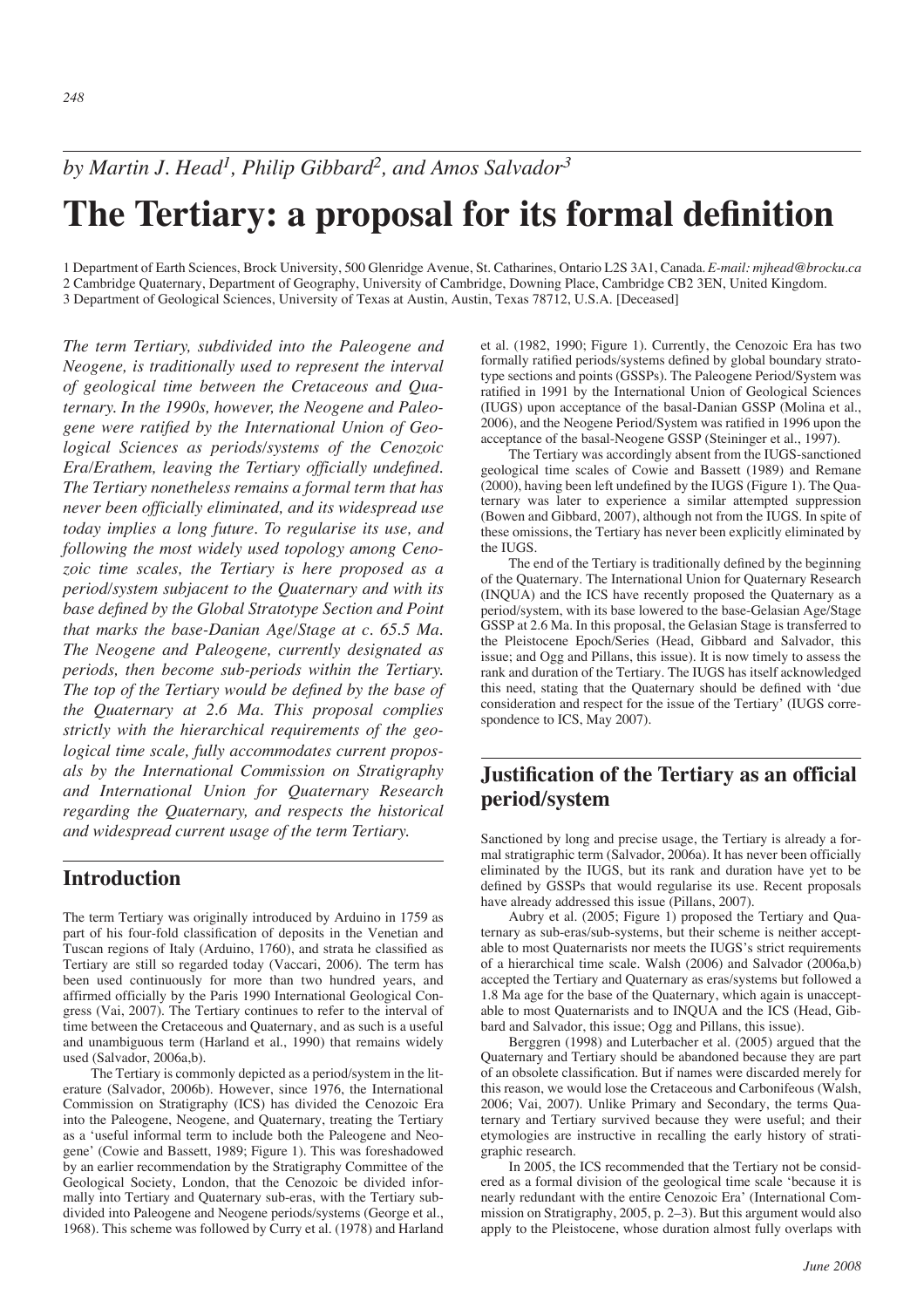*by Martin J. Head[1], Philip Gibbard[2], and Amos Salvador[3]*

# The Tertiary: a proposal for its formal definition

1 Department of Earth Sciences, Brock University, 500 Glenridge Avenue, St. Catharines, Ontario L2S 3A1, Canada. *E-mail: mjhead@brocku.ca*
2 Cambridge Quaternary, Department of Geography, University of Cambridge, Downing Place, Cambridge CB2 3EN, United Kingdom.
3 Department of Geological Sciences, University of Texas at Austin, Austin, Texas 78712, U.S.A. [Deceased]

*The term Tertiary, subdivided into the Paleogene and Neogene, is traditionally used to represent the interval of geological time between the Cretaceous and Quaternary. In the 1990s, however, the Neogene and Paleogene were ratified by the International Union of Geological Sciences as periods/systems of the Cenozoic Era/Erathem, leaving the Tertiary officially undefined. The Tertiary nonetheless remains a formal term that has never been officially eliminated, and its widespread use today implies a long future. To regularise its use, and following the most widely used topology among Cenozoic time scales, the Tertiary is here proposed as a period/system subjacent to the Quaternary and with its base defined by the Global Stratotype Section and Point that marks the base-Danian Age/Stage at c. 65.5 Ma. The Neogene and Paleogene, currently designated as periods, then become sub-periods within the Tertiary. The top of the Tertiary would be defined by the base of the Quaternary at 2.6 Ma. This proposal complies strictly with the hierarchical requirements of the geological time scale, fully accommodates current proposals by the International Commission on Stratigraphy and International Union for Quaternary Research regarding the Quaternary, and respects the historical and widespread current usage of the term Tertiary.*

## Introduction

The term Tertiary was originally introduced by Arduino in 1759 as part of his four-fold classification of deposits in the Venetian and Tuscan regions of Italy (Arduino, 1760), and strata he classified as Tertiary are still so regarded today (Vaccari, 2006). The term has been used continuously for more than two hundred years, and affirmed officially by the Paris 1990 International Geological Congress (Vai, 2007). The Tertiary continues to refer to the interval of time between the Cretaceous and Quaternary, and as such is a useful and unambiguous term (Harland et al., 1990) that remains widely used (Salvador, 2006a,b).

The Tertiary is commonly depicted as a period/system in the literature (Salvador, 2006b). However, since 1976, the International Commission on Stratigraphy (ICS) has divided the Cenozoic Era into the Paleogene, Neogene, and Quaternary, treating the Tertiary as a 'useful informal term to include both the Paleogene and Neogene' (Cowie and Bassett, 1989; Figure 1). This was foreshadowed by an earlier recommendation by the Stratigraphy Committee of the Geological Society, London, that the Cenozoic be divided informally into Tertiary and Quaternary sub-eras, with the Tertiary subdivided into Paleogene and Neogene periods/systems (George et al., 1968). This scheme was followed by Curry et al. (1978) and Harland et al. (1982, 1990; Figure 1). Currently, the Cenozoic Era has two formally ratified periods/systems defined by global boundary stratotype sections and points (GSSPs). The Paleogene Period/System was ratified in 1991 by the International Union of Geological Sciences (IUGS) upon acceptance of the basal-Danian GSSP (Molina et al., 2006), and the Neogene Period/System was ratified in 1996 upon the acceptance of the basal-Neogene GSSP (Steininger et al., 1997).

The Tertiary was accordingly absent from the IUGS-sanctioned geological time scales of Cowie and Bassett (1989) and Remane (2000), having been left undefined by the IUGS (Figure 1). The Quaternary was later to experience a similar attempted suppression (Bowen and Gibbard, 2007), although not from the IUGS. In spite of these omissions, the Tertiary has never been explicitly eliminated by the IUGS.

The end of the Tertiary is traditionally defined by the beginning of the Quaternary. The International Union for Quaternary Research (INQUA) and the ICS have recently proposed the Quaternary as a period/system, with its base lowered to the base-Gelasian Age/Stage GSSP at 2.6 Ma. In this proposal, the Gelasian Stage is transferred to the Pleistocene Epoch/Series (Head, Gibbard and Salvador, this issue; and Ogg and Pillans, this issue). It is now timely to assess the rank and duration of the Tertiary. The IUGS has itself acknowledged this need, stating that the Quaternary should be defined with 'due consideration and respect for the issue of the Tertiary' (IUGS correspondence to ICS, May 2007).

## Justification of the Tertiary as an official period/system

Sanctioned by long and precise usage, the Tertiary is already a formal stratigraphic term (Salvador, 2006a). It has never been officially eliminated by the IUGS, but its rank and duration have yet to be defined by GSSPs that would regularise its use. Recent proposals have already addressed this issue (Pillans, 2007).

Aubry et al. (2005; Figure 1) proposed the Tertiary and Quaternary as sub-eras/sub-systems, but their scheme is neither acceptable to most Quaternarists nor meets the IUGS's strict requirements of a hierarchical time scale. Walsh (2006) and Salvador (2006a,b) accepted the Tertiary and Quaternary as eras/systems but followed a 1.8 Ma age for the base of the Quaternary, which again is unacceptable to most Quaternarists and to INQUA and the ICS (Head, Gibbard and Salvador, this issue; Ogg and Pillans, this issue).

Berggren (1998) and Luterbacher et al. (2005) argued that the Quaternary and Tertiary should be abandoned because they are part of an obsolete classification. But if names were discarded merely for this reason, we would lose the Cretaceous and Carboniferous (Walsh, 2006; Vai, 2007). Unlike Primary and Secondary, the terms Quaternary and Tertiary survived because they were useful; and their etymologies are instructive in recalling the early history of stratigraphic research.

In 2005, the ICS recommended that the Tertiary not be considered as a formal division of the geological time scale 'because it is nearly redundant with the entire Cenozoic Era' (International Commission on Stratigraphy, 2005, p. 2–3). But this argument would also apply to the Pleistocene, whose duration almost fully overlaps with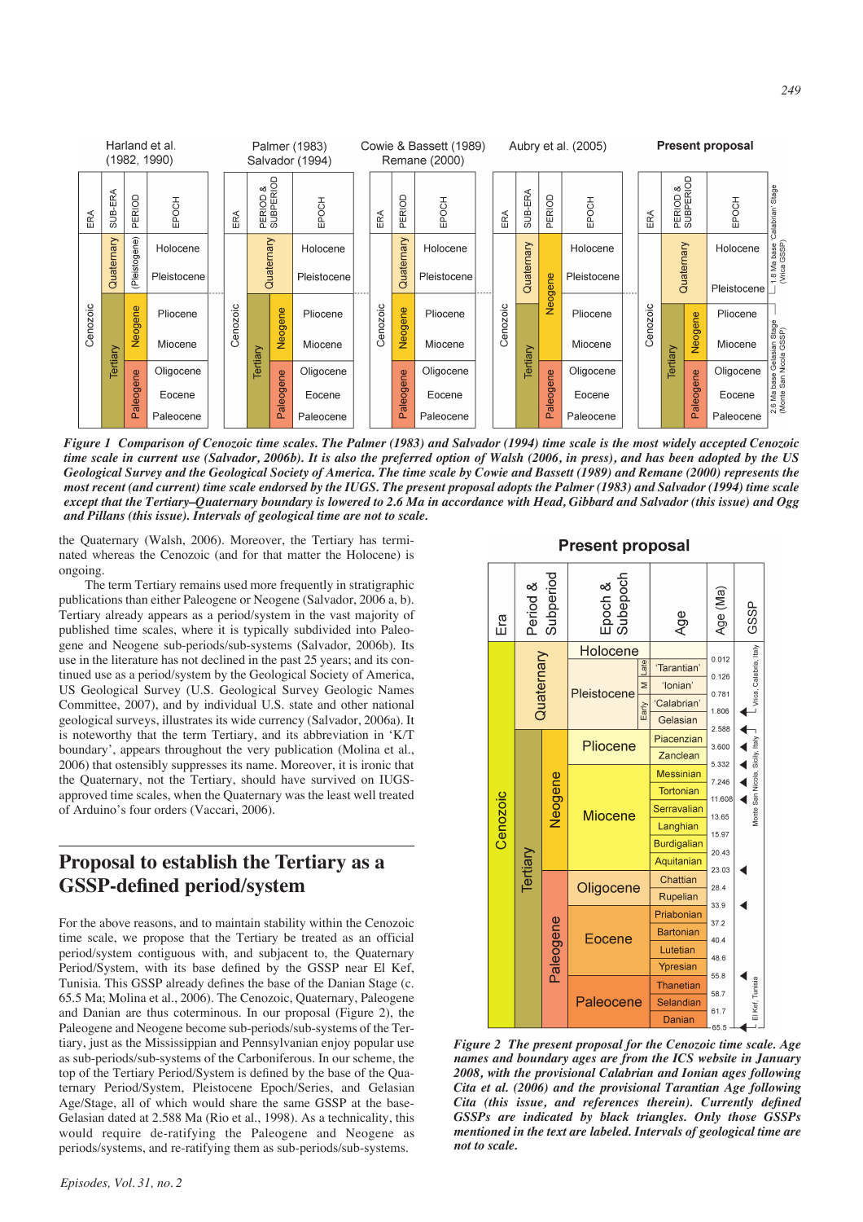**Figure 1** *Comparison of Cenozoic time scales. The Palmer (1983) and Salvador (1994) time scale is the most widely accepted Cenozoic time scale in current use (Salvador, 2006b). It is also the preferred option of Walsh (2006, in press), and has been adopted by the US Geological Survey and the Geological Society of America. The time scale by Cowie and Bassett (1989) and Remane (2000) represents the most recent (and current) time scale endorsed by the IUGS. The present proposal adopts the Palmer (1983) and Salvador (1994) time scale except that the Tertiary–Quaternary boundary is lowered to 2.6 Ma in accordance with Head, Gibbard and Salvador (this issue) and Ogg and Pillans (this issue). Intervals of geological time are not to scale.*

the Quaternary (Walsh, 2006). Moreover, the Tertiary has terminated whereas the Cenozoic (and for that matter the Holocene) is ongoing.

The term Tertiary remains used more frequently in stratigraphic publications than either Paleogene or Neogene (Salvador, 2006 a, b). Tertiary already appears as a period/system in the vast majority of published time scales, where it is typically subdivided into Paleogene and Neogene sub-periods/sub-systems (Salvador, 2006b). Its use in the literature has not declined in the past 25 years; and its continued use as a period/system by the Geological Society of America, US Geological Survey (U.S. Geological Survey Geologic Names Committee, 2007), and by individual U.S. state and other national geological surveys, illustrates its wide currency (Salvador, 2006a). It is noteworthy that the term Tertiary, and its abbreviation in 'K/T boundary', appears throughout the very publication (Molina et al., 2006) that ostensibly suppresses its name. Moreover, it is ironic that the Quaternary, not the Tertiary, should have survived on IUGS-approved time scales, when the Quaternary was the least well treated of Arduino's four orders (Vaccari, 2006).

## Proposal to establish the Tertiary as a GSSP-defined period/system

For the above reasons, and to maintain stability within the Cenozoic time scale, we propose that the Tertiary be treated as an official period/system contiguous with, and subjacent to, the Quaternary Period/System, with its base defined by the GSSP near El Kef, Tunisia. This GSSP already defines the base of the Danian Stage (c. 65.5 Ma; Molina et al., 2006). The Cenozoic, Quaternary, Paleogene and Danian are thus coterminous. In our proposal (Figure 2), the Paleogene and Neogene become sub-periods/sub-systems of the Tertiary, just as the Mississippian and Pennsylvanian enjoy popular use as sub-periods/sub-systems of the Carboniferous. In our scheme, the top of the Tertiary Period/System is defined by the base of the Quaternary Period/System, Pleistocene Epoch/Series, and Gelasian Age/Stage, all of which would share the same GSSP at the base-Gelasian dated at 2.588 Ma (Rio et al., 1998). As a technicality, this would require de-ratifying the Paleogene and Neogene as periods/systems, and re-ratifying them as sub-periods/sub-systems.

**Figure 2** *The present proposal for the Cenozoic time scale. Age names and boundary ages are from the ICS website in January 2008, with the provisional Calabrian and Ionian ages following Cita et al. (2006) and the provisional Tarantian Age following Cita (this issue, and references therein). Currently defined GSSPs are indicated by black triangles. Only those GSSPs mentioned in the text are labeled. Intervals of geological time are not to scale.*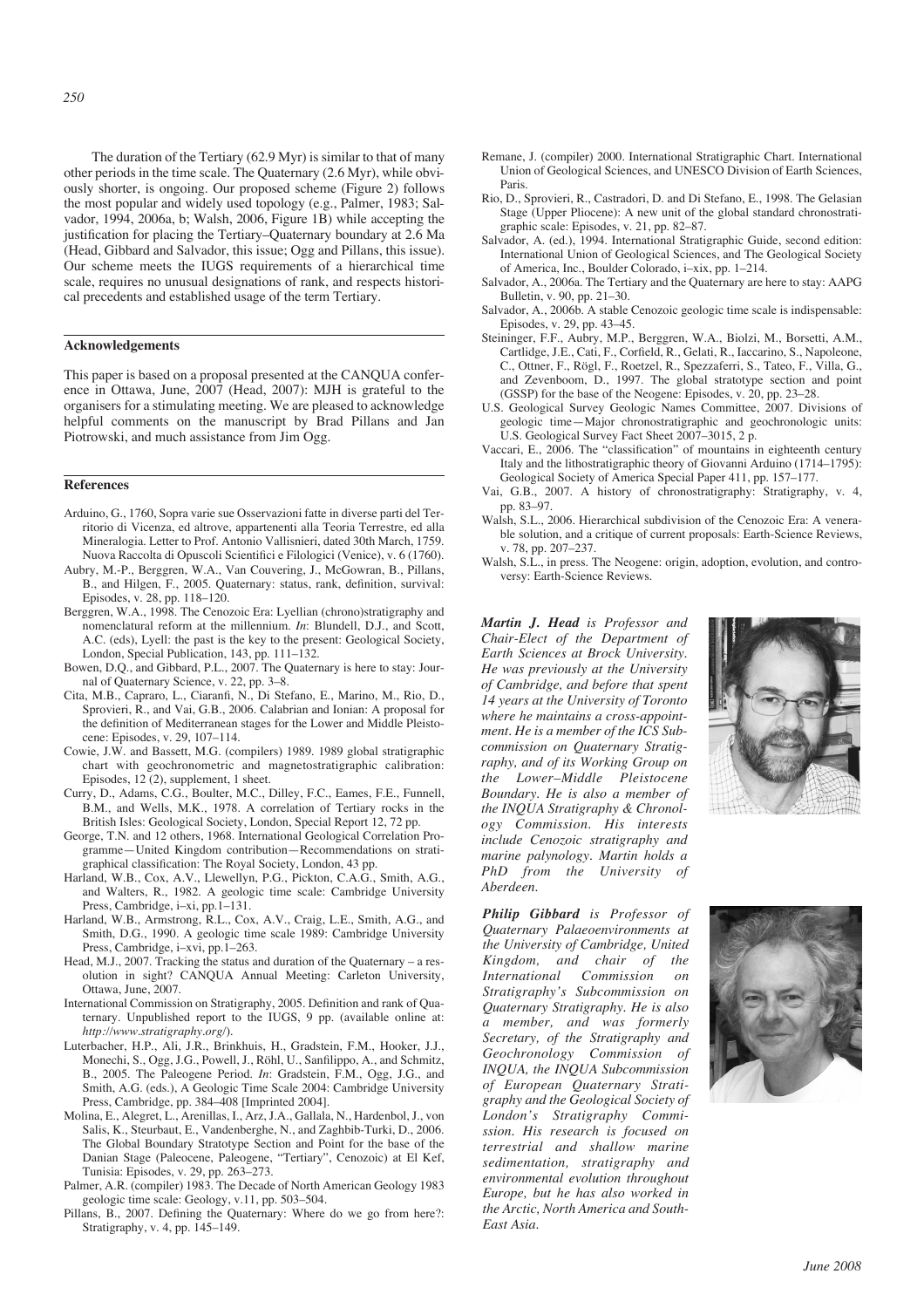The duration of the Tertiary (62.9 Myr) is similar to that of many other periods in the time scale. The Quaternary (2.6 Myr), while obviously shorter, is ongoing. Our proposed scheme (Figure 2) follows the most popular and widely used topology (e.g., Palmer, 1983; Salvador, 1994, 2006a, b; Walsh, 2006, Figure 1B) while accepting the justification for placing the Tertiary–Quaternary boundary at 2.6 Ma (Head, Gibbard and Salvador, this issue; Ogg and Pillans, this issue). Our scheme meets the IUGS requirements of a hierarchical time scale, requires no unusual designations of rank, and respects historical precedents and established usage of the term Tertiary.

## Acknowledgements

This paper is based on a proposal presented at the CANQUA conference in Ottawa, June, 2007 (Head, 2007): MJH is grateful to the organisers for a stimulating meeting. We are pleased to acknowledge helpful comments on the manuscript by Brad Pillans and Jan Piotrowski, and much assistance from Jim Ogg.

## References

Arduino, G., 1760, Sopra varie sue Osservazioni fatte in diverse parti del Territorio di Vicenza, ed altrove, appartenenti alla Teoria Terrestre, ed alla Mineralogia. Letter to Prof. Antonio Vallisnieri, dated 30th March, 1759. Nuova Raccolta di Opuscoli Scientifici e Filologici (Venice), v. 6 (1760).

Aubry, M.-P., Berggren, W.A., Van Couvering, J., McGowran, B., Pillans, B., and Hilgen, F., 2005. Quaternary: status, rank, definition, survival: Episodes, v. 28, pp. 118–120.

Berggren, W.A., 1998. The Cenozoic Era: Lyellian (chrono)stratigraphy and nomenclatural reform at the millennium. *In*: Blundell, D.J., and Scott, A.C. (eds), Lyell: the past is the key to the present: Geological Society, London, Special Publication, 143, pp. 111–132.

Bowen, D.Q., and Gibbard, P.L., 2007. The Quaternary is here to stay: Journal of Quaternary Science, v. 22, pp. 3–8.

Cita, M.B., Capraro, L., Ciaranfi, N., Di Stefano, E., Marino, M., Rio, D., Sprovieri, R., and Vai, G.B., 2006. Calabrian and Ionian: A proposal for the definition of Mediterranean stages for the Lower and Middle Pleistocene: Episodes, v. 29, 107–114.

Cowie, J.W. and Bassett, M.G. (compilers) 1989. 1989 global stratigraphic chart with geochronometric and magnetostratigraphic calibration: Episodes, 12 (2), supplement, 1 sheet.

Curry, D., Adams, C.G., Boulter, M.C., Dilley, F.C., Eames, F.E., Funnell, B.M., and Wells, M.K., 1978. A correlation of Tertiary rocks in the British Isles: Geological Society, London, Special Report 12, 72 pp.

George, T.N. and 12 others, 1968. International Geological Correlation Programme—United Kingdom contribution—Recommendations on stratigraphical classification: The Royal Society, London, 43 pp.

Harland, W.B., Cox, A.V., Llewellyn, P.G., Pickton, C.A.G., Smith, A.G., and Walters, R., 1982. A geologic time scale: Cambridge University Press, Cambridge, i–xi, pp.1–131.

Harland, W.B., Armstrong, R.L., Cox, A.V., Craig, L.E., Smith, A.G., and Smith, D.G., 1990. A geologic time scale 1989: Cambridge University Press, Cambridge, i–xvi, pp.1–263.

Head, M.J., 2007. Tracking the status and duration of the Quaternary – a resolution in sight? CANQUA Annual Meeting: Carleton University, Ottawa, June, 2007.

International Commission on Stratigraphy, 2005. Definition and rank of Quaternary. Unpublished report to the IUGS, 9 pp. (available online at: *http://www.stratigraphy.org/*).

Luterbacher, H.P., Ali, J.R., Brinkhuis, H., Gradstein, F.M., Hooker, J.J., Monechi, S., Ogg, J.G., Powell, J., Röhl, U., Sanfilippo, A., and Schmitz, B., 2005. The Paleogene Period. *In*: Gradstein, F.M., Ogg, J.G., and Smith, A.G. (eds.), A Geologic Time Scale 2004: Cambridge University Press, Cambridge, pp. 384–408 [Imprinted 2004].

Molina, E., Alegret, L., Arenillas, I., Arz, J.A., Gallala, N., Hardenbol, J., von Salis, K., Steurbaut, E., Vandenberghe, N., and Zaghbib-Turki, D., 2006. The Global Boundary Stratotype Section and Point for the base of the Danian Stage (Paleocene, Paleogene, "Tertiary", Cenozoic) at El Kef, Tunisia: Episodes, v. 29, pp. 263–273.

Palmer, A.R. (compiler) 1983. The Decade of North American Geology 1983 geologic time scale: Geology, v.11, pp. 503–504.

Pillans, B., 2007. Defining the Quaternary: Where do we go from here?: Stratigraphy, v. 4, pp. 145–149.

Remane, J. (compiler) 2000. International Stratigraphic Chart. International Union of Geological Sciences, and UNESCO Division of Earth Sciences, Paris.

Rio, D., Sprovieri, R., Castradori, D. and Di Stefano, E., 1998. The Gelasian Stage (Upper Pliocene): A new unit of the global standard chronostratigraphic scale: Episodes, v. 21, pp. 82–87.

Salvador, A. (ed.), 1994. International Stratigraphic Guide, second edition: International Union of Geological Sciences, and The Geological Society of America, Inc., Boulder Colorado, i–xix, pp. 1–214.

Salvador, A., 2006a. The Tertiary and the Quaternary are here to stay: AAPG Bulletin, v. 90, pp. 21–30.

Salvador, A., 2006b. A stable Cenozoic geologic time scale is indispensable: Episodes, v. 29, pp. 43–45.

Steininger, F.F., Aubry, M.P., Berggren, W.A., Biolzi, M., Borsetti, A.M., Cartlidge, J.E., Cati, F., Corfield, R., Gelati, R., Iaccarino, S., Napoleone, C., Ottner, F., Rögl, F., Roetzel, R., Spezzaferri, S., Tateo, F., Villa, G., and Zevenboom, D., 1997. The global stratotype section and point (GSSP) for the base of the Neogene: Episodes, v. 20, pp. 23–28.

U.S. Geological Survey Geologic Names Committee, 2007. Divisions of geologic time—Major chronostratigraphic and geochronologic units: U.S. Geological Survey Fact Sheet 2007–3015, 2 p.

Vaccari, E., 2006. The "classification" of mountains in eighteenth century Italy and the lithostratigraphic theory of Giovanni Arduino (1714–1795): Geological Society of America Special Paper 411, pp. 157–177.

Vai, G.B., 2007. A history of chronostratigraphy: Stratigraphy, v. 4, pp. 83–97.

Walsh, S.L., 2006. Hierarchical subdivision of the Cenozoic Era: A venerable solution, and a critique of current proposals: Earth-Science Reviews, v. 78, pp. 207–237.

Walsh, S.L., in press. The Neogene: origin, adoption, evolution, and controversy: Earth-Science Reviews.

***Martin J. Head*** *is Professor and Chair-Elect of the Department of Earth Sciences at Brock University. He was previously at the University of Cambridge, and before that spent 14 years at the University of Toronto where he maintains a cross-appointment. He is a member of the ICS Subcommission on Quaternary Stratigraphy, and of its Working Group on the Lower–Middle Pleistocene Boundary. He is also a member of the INQUA Stratigraphy & Chronology Commission. His interests include Cenozoic stratigraphy and marine palynology. Martin holds a PhD from the University of Aberdeen.*

***Philip Gibbard*** *is Professor of Quaternary Palaeoenvironments at the University of Cambridge, United Kingdom, and chair of the International Commission on Stratigraphy's Subcommission on Quaternary Stratigraphy. He is also a member, and was formerly Secretary, of the Stratigraphy and Geochronology Commission of INQUA, the INQUA Subcommission of European Quaternary Stratigraphy and the Geological Society of London's Stratigraphy Commission. His research is focused on terrestrial and shallow marine sedimentation, stratigraphy and environmental evolution throughout Europe, but he has also worked in the Arctic, North America and South-East Asia.*